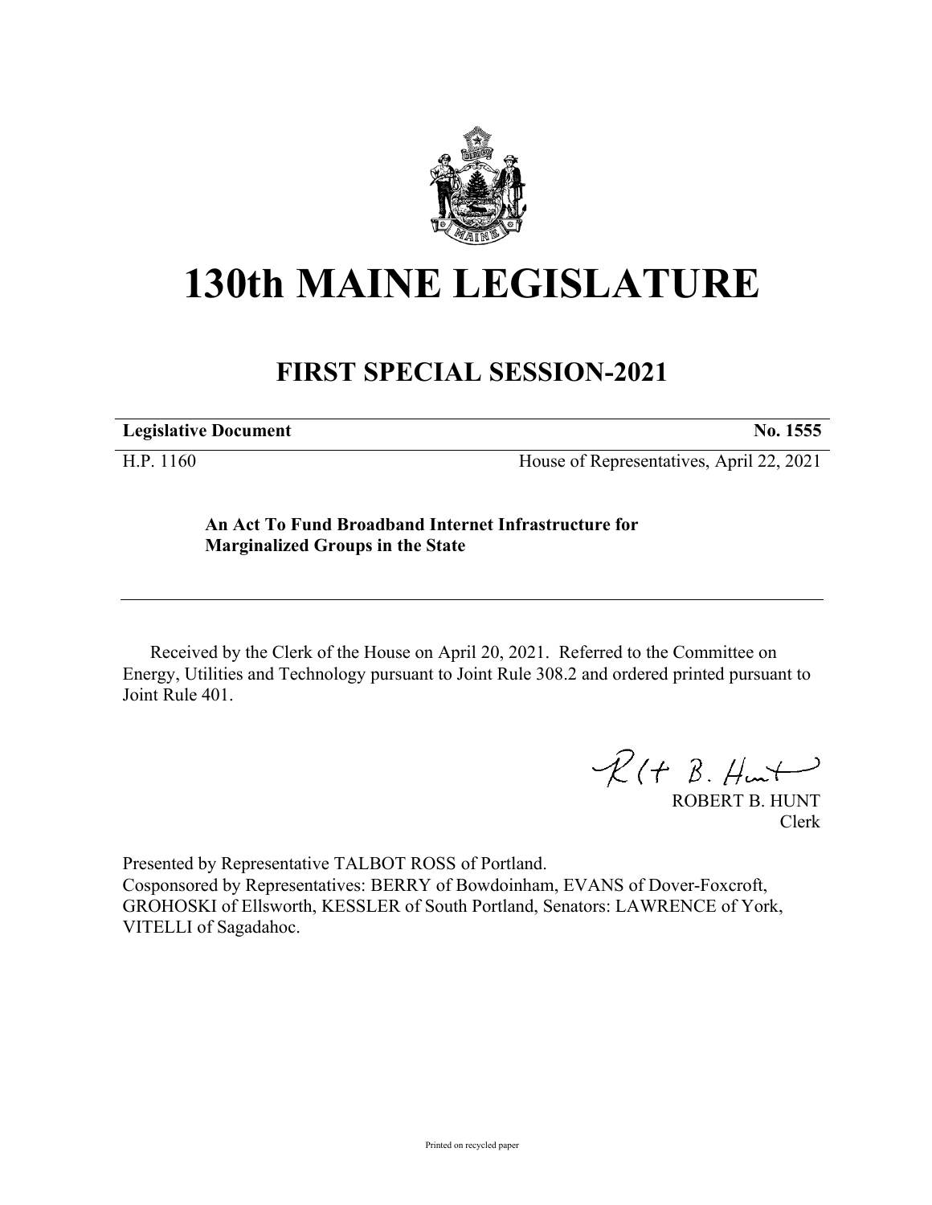# 130th MAINE LEGISLATURE

## FIRST SPECIAL SESSION-2021

| **Legislative Document** | **No. 1555** |
|---|---|
| H.P. 1160 | House of Representatives, April 22, 2021 |

**An Act To Fund Broadband Internet Infrastructure for Marginalized Groups in the State**

Received by the Clerk of the House on April 20, 2021. Referred to the Committee on Energy, Utilities and Technology pursuant to Joint Rule 308.2 and ordered printed pursuant to Joint Rule 401.

ROBERT B. HUNT
Clerk

Presented by Representative TALBOT ROSS of Portland.
Cosponsored by Representatives: BERRY of Bowdoinham, EVANS of Dover-Foxcroft, GROHOSKI of Ellsworth, KESSLER of South Portland, Senators: LAWRENCE of York, VITELLI of Sagadahoc.

Printed on recycled paper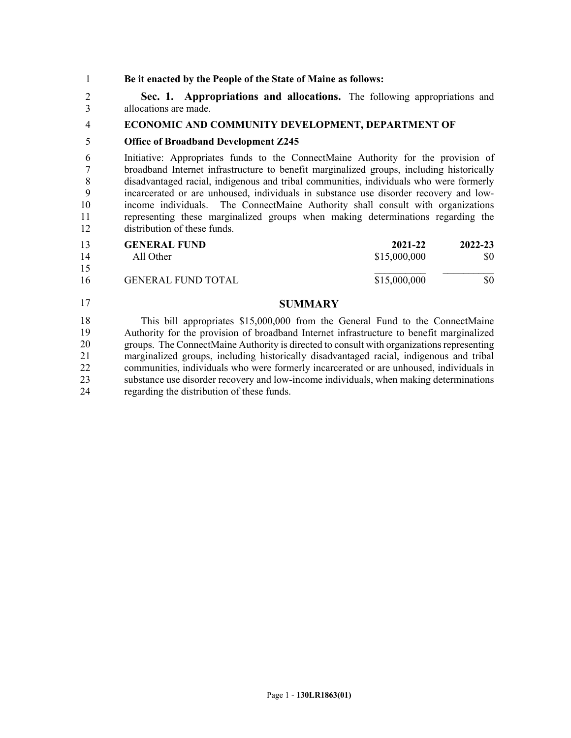**Be it enacted by the People of the State of Maine as follows:**

**Sec. 1. Appropriations and allocations.** The following appropriations and allocations are made.

**ECONOMIC AND COMMUNITY DEVELOPMENT, DEPARTMENT OF**

**Office of Broadband Development Z245**

Initiative: Appropriates funds to the ConnectMaine Authority for the provision of broadband Internet infrastructure to benefit marginalized groups, including historically disadvantaged racial, indigenous and tribal communities, individuals who were formerly incarcerated or are unhoused, individuals in substance use disorder recovery and low-income individuals. The ConnectMaine Authority shall consult with organizations representing these marginalized groups when making determinations regarding the distribution of these funds.

| GENERAL FUND | 2021-22 | 2022-23 |
|---|---|---|
| All Other | $15,000,000 | $0 |
| GENERAL FUND TOTAL | $15,000,000 | $0 |

## SUMMARY

This bill appropriates $15,000,000 from the General Fund to the ConnectMaine Authority for the provision of broadband Internet infrastructure to benefit marginalized groups. The ConnectMaine Authority is directed to consult with organizations representing marginalized groups, including historically disadvantaged racial, indigenous and tribal communities, individuals who were formerly incarcerated or are unhoused, individuals in substance use disorder recovery and low-income individuals, when making determinations regarding the distribution of these funds.